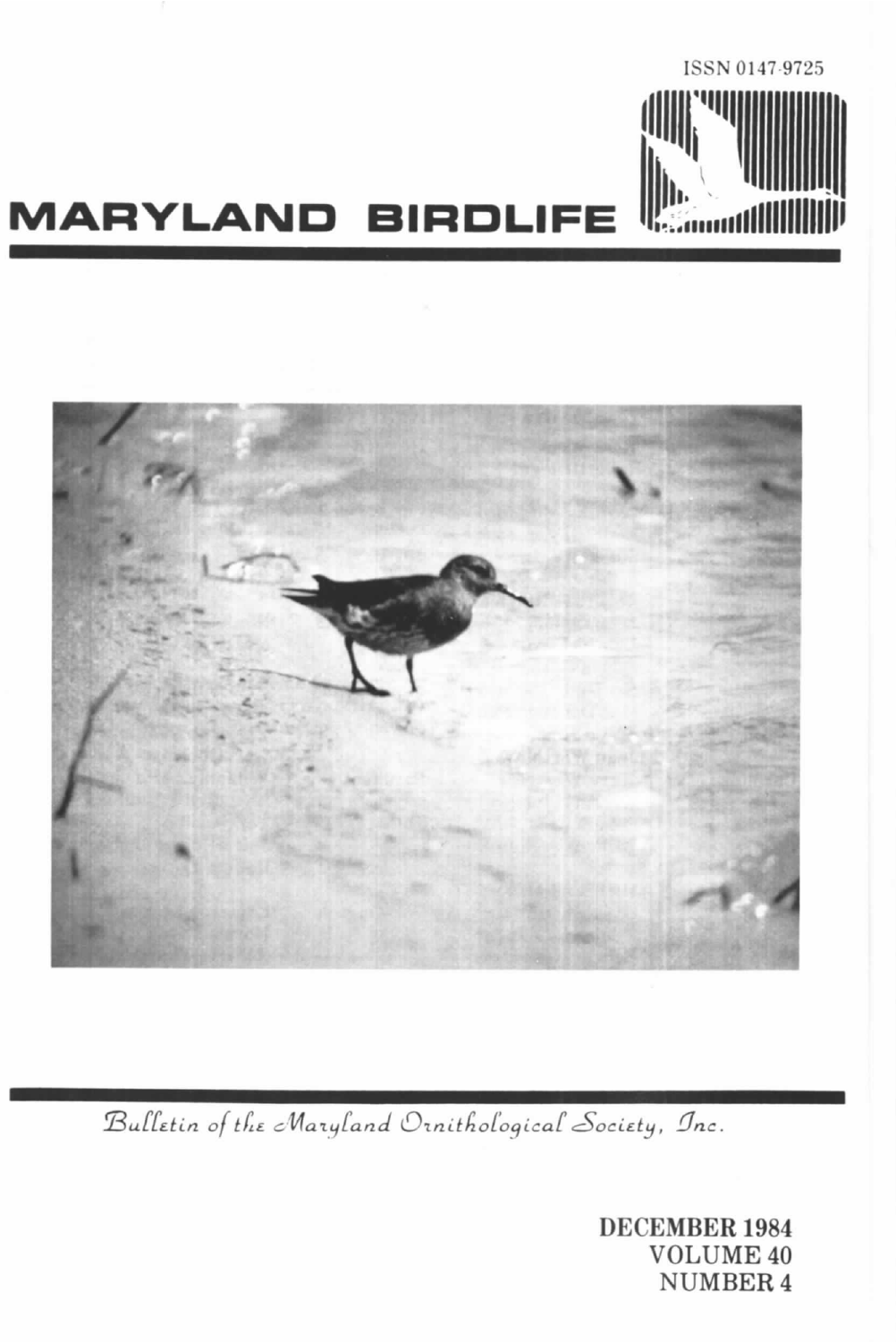ISSN 0147-9725

# MARYLAND BIRDLIFE

*Bulletin of the Maryland Ornithological Society, Inc.*

DECEMBER 1984
VOLUME 40
NUMBER 4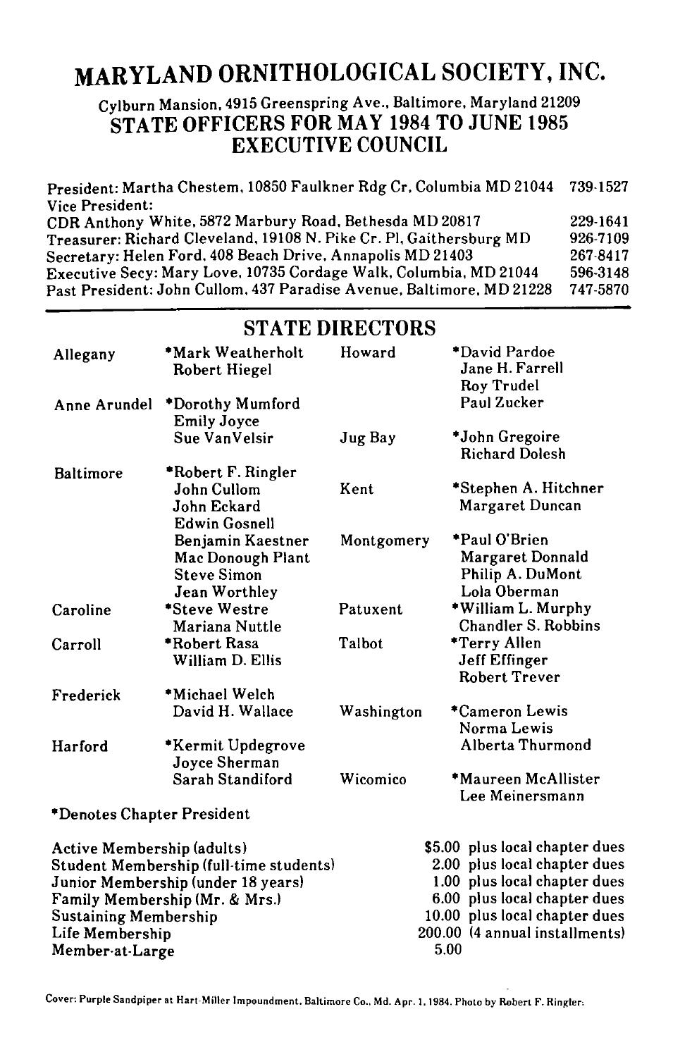# MARYLAND ORNITHOLOGICAL SOCIETY, INC.

Cylburn Mansion, 4915 Greenspring Ave., Baltimore, Maryland 21209

## STATE OFFICERS FOR MAY 1984 TO JUNE 1985

## EXECUTIVE COUNCIL

| | |
|---|---|
| President: Martha Chestem, 10850 Faulkner Rdg Cr, Columbia MD 21044 | 739-1527 |
| Vice President: | |
| CDR Anthony White, 5872 Marbury Road, Bethesda MD 20817 | 229-1641 |
| Treasurer: Richard Cleveland, 19108 N. Pike Cr. Pl, Gaithersburg MD | 926-7109 |
| Secretary: Helen Ford, 408 Beach Drive, Annapolis MD 21403 | 267-8417 |
| Executive Secy: Mary Love, 10735 Cordage Walk, Columbia, MD 21044 | 596-3148 |
| Past President: John Cullom, 437 Paradise Avenue, Baltimore, MD 21228 | 747-5870 |

## STATE DIRECTORS

| County | Directors |
|---|---|
| Allegany | *Mark Weatherholt, Robert Hiegel |
| Anne Arundel | *Dorothy Mumford, Emily Joyce, Sue VanVelsir |
| Baltimore | *Robert F. Ringler, John Cullom, John Eckard, Edwin Gosnell, Benjamin Kaestner, Mac Donough Plant, Steve Simon, Jean Worthley |
| Caroline | *Steve Westre, Mariana Nuttle |
| Carroll | *Robert Rasa, William D. Ellis |
| Frederick | *Michael Welch, David H. Wallace |
| Harford | *Kermit Updegrove, Joyce Sherman, Sarah Standiford |
| Howard | *David Pardoe, Jane H. Farrell, Roy Trudel, Paul Zucker |
| Jug Bay | *John Gregoire, Richard Dolesh |
| Kent | *Stephen A. Hitchner, Margaret Duncan |
| Montgomery | *Paul O'Brien, Margaret Donnald, Philip A. DuMont, Lola Oberman |
| Patuxent | *William L. Murphy, Chandler S. Robbins |
| Talbot | *Terry Allen, Jeff Effinger, Robert Trever |
| Washington | *Cameron Lewis, Norma Lewis, Alberta Thurmond |
| Wicomico | *Maureen McAllister, Lee Meinersmann |

*Denotes Chapter President

| | |
|---|---|
| Active Membership (adults) | $5.00 plus local chapter dues |
| Student Membership (full-time students) | 2.00 plus local chapter dues |
| Junior Membership (under 18 years) | 1.00 plus local chapter dues |
| Family Membership (Mr. & Mrs.) | 6.00 plus local chapter dues |
| Sustaining Membership | 10.00 plus local chapter dues |
| Life Membership | 200.00 (4 annual installments) |
| Member-at-Large | 5.00 |

Cover: Purple Sandpiper at Hart-Miller Impoundment, Baltimore Co., Md. Apr. 1, 1984. Photo by Robert F. Ringler.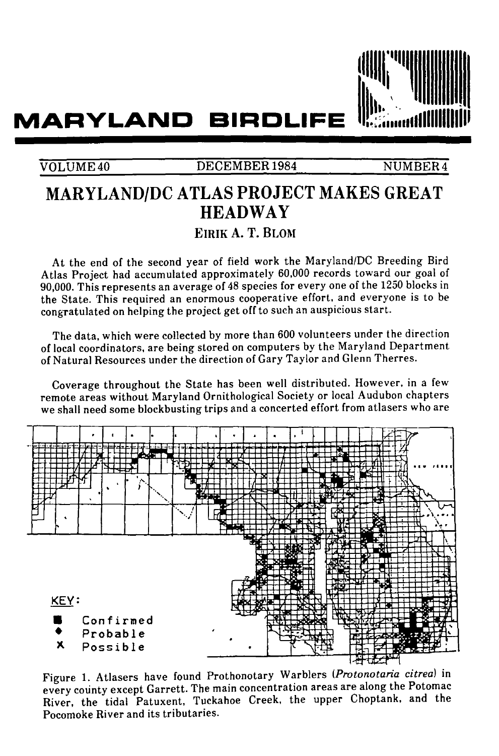# MARYLAND BIRDLIFE

VOLUME 40 DECEMBER 1984 NUMBER 4

## MARYLAND/DC ATLAS PROJECT MAKES GREAT HEADWAY

EIRIK A. T. BLOM

At the end of the second year of field work the Maryland/DC Breeding Bird Atlas Project had accumulated approximately 60,000 records toward our goal of 90,000. This represents an average of 48 species for every one of the 1250 blocks in the State. This required an enormous cooperative effort, and everyone is to be congratulated on helping the project get off to such an auspicious start.

The data, which were collected by more than 600 volunteers under the direction of local coordinators, are being stored on computers by the Maryland Department of Natural Resources under the direction of Gary Taylor and Glenn Therres.

Coverage throughout the State has been well distributed. However, in a few remote areas without Maryland Ornithological Society or local Audubon chapters we shall need some blockbusting trips and a concerted effort from atlasers who are

KEY:
- ■ Confirmed
- ◆ Probable
- X Possible

Figure 1. Atlasers have found Prothonotary Warblers (*Protonotaria citrea*) in every county except Garrett. The main concentration areas are along the Potomac River, the tidal Patuxent, Tuckahoe Creek, the upper Choptank, and the Pocomoke River and its tributaries.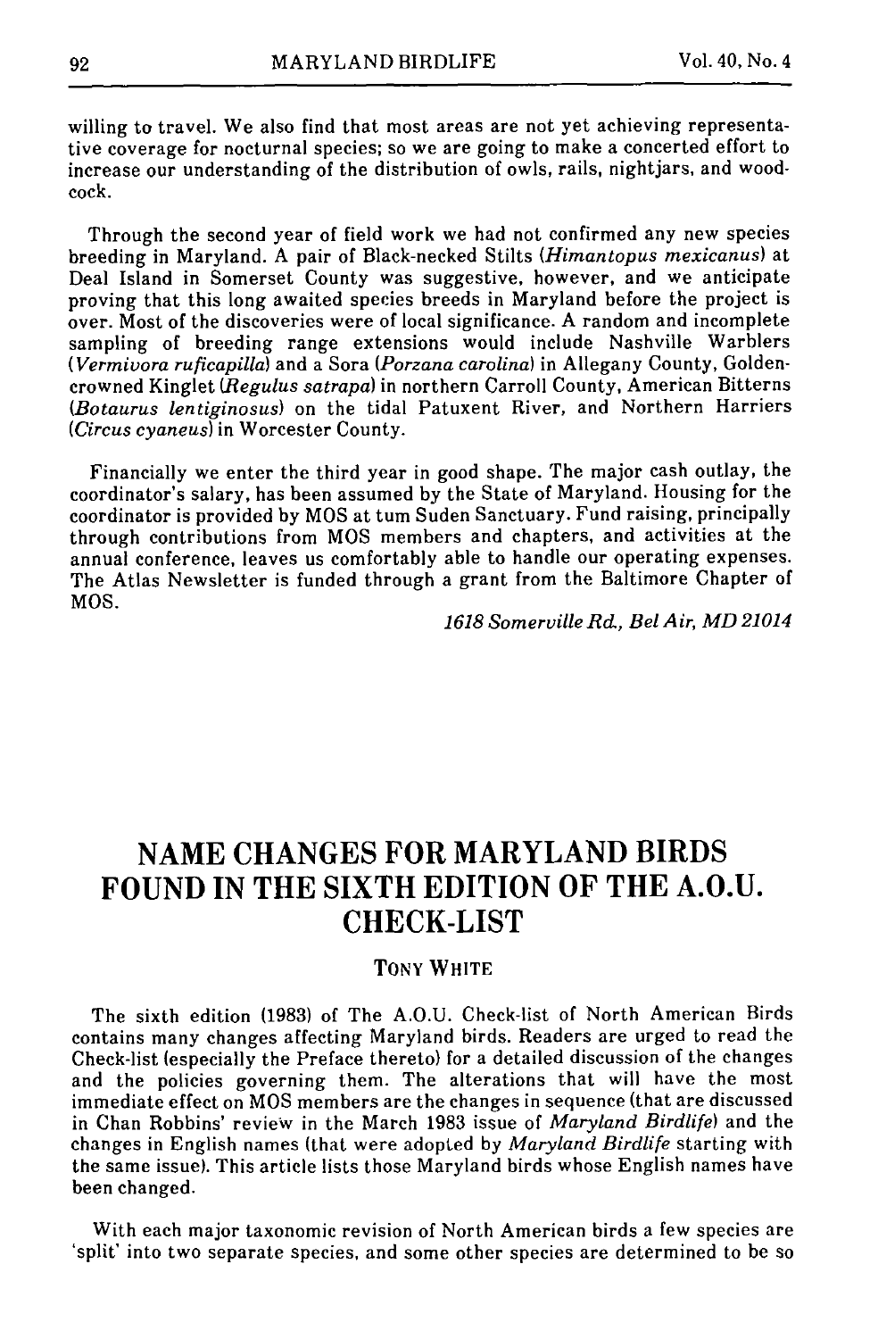willing to travel. We also find that most areas are not yet achieving representative coverage for nocturnal species; so we are going to make a concerted effort to increase our understanding of the distribution of owls, rails, nightjars, and woodcock.

Through the second year of field work we had not confirmed any new species breeding in Maryland. A pair of Black-necked Stilts (*Himantopus mexicanus*) at Deal Island in Somerset County was suggestive, however, and we anticipate proving that this long awaited species breeds in Maryland before the project is over. Most of the discoveries were of local significance. A random and incomplete sampling of breeding range extensions would include Nashville Warblers (*Vermivora ruficapilla*) and a Sora (*Porzana carolina*) in Allegany County, Golden-crowned Kinglet (*Regulus satrapa*) in northern Carroll County, American Bitterns (*Botaurus lentiginosus*) on the tidal Patuxent River, and Northern Harriers (*Circus cyaneus*) in Worcester County.

Financially we enter the third year in good shape. The major cash outlay, the coordinator's salary, has been assumed by the State of Maryland. Housing for the coordinator is provided by MOS at tum Suden Sanctuary. Fund raising, principally through contributions from MOS members and chapters, and activities at the annual conference, leaves us comfortably able to handle our operating expenses. The Atlas Newsletter is funded through a grant from the Baltimore Chapter of MOS.

*1618 Somerville Rd., Bel Air, MD 21014*

# NAME CHANGES FOR MARYLAND BIRDS FOUND IN THE SIXTH EDITION OF THE A.O.U. CHECK-LIST

TONY WHITE

The sixth edition (1983) of The A.O.U. Check-list of North American Birds contains many changes affecting Maryland birds. Readers are urged to read the Check-list (especially the Preface thereto) for a detailed discussion of the changes and the policies governing them. The alterations that will have the most immediate effect on MOS members are the changes in sequence (that are discussed in Chan Robbins' review in the March 1983 issue of *Maryland Birdlife*) and the changes in English names (that were adopted by *Maryland Birdlife* starting with the same issue). This article lists those Maryland birds whose English names have been changed.

With each major taxonomic revision of North American birds a few species are 'split' into two separate species, and some other species are determined to be so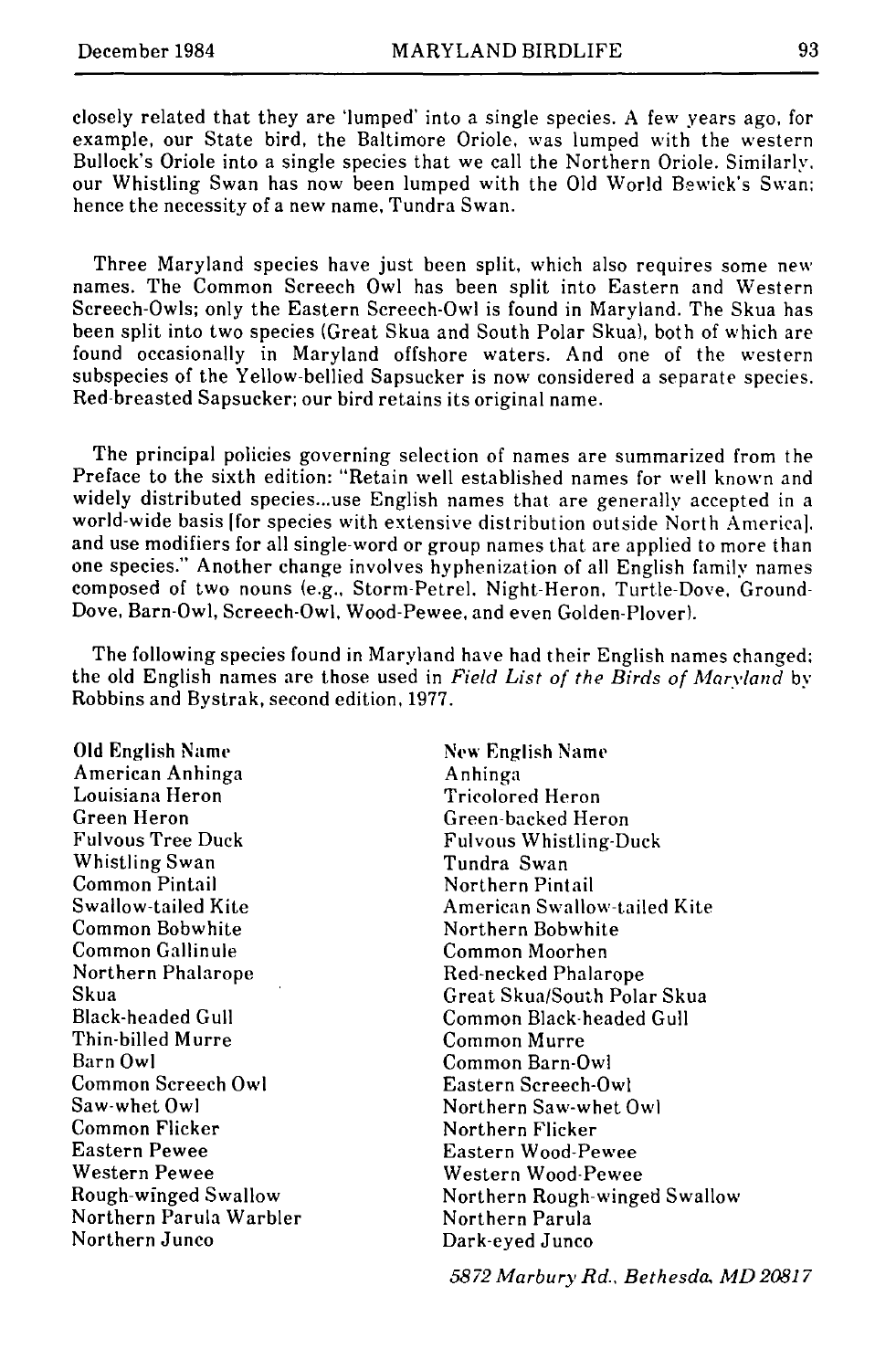closely related that they are 'lumped' into a single species. A few years ago, for example, our State bird, the Baltimore Oriole, was lumped with the western Bullock's Oriole into a single species that we call the Northern Oriole. Similarly, our Whistling Swan has now been lumped with the Old World Bewick's Swan; hence the necessity of a new name, Tundra Swan.

Three Maryland species have just been split, which also requires some new names. The Common Screech Owl has been split into Eastern and Western Screech-Owls; only the Eastern Screech-Owl is found in Maryland. The Skua has been split into two species (Great Skua and South Polar Skua), both of which are found occasionally in Maryland offshore waters. And one of the western subspecies of the Yellow-bellied Sapsucker is now considered a separate species. Red-breasted Sapsucker; our bird retains its original name.

The principal policies governing selection of names are summarized from the Preface to the sixth edition: "Retain well established names for well known and widely distributed species...use English names that are generally accepted in a world-wide basis [for species with extensive distribution outside North America], and use modifiers for all single-word or group names that are applied to more than one species." Another change involves hyphenization of all English family names composed of two nouns (e.g., Storm-Petrel, Night-Heron, Turtle-Dove, Ground-Dove, Barn-Owl, Screech-Owl, Wood-Pewee, and even Golden-Plover).

The following species found in Maryland have had their English names changed; the old English names are those used in *Field List of the Birds of Maryland* by Robbins and Bystrak, second edition, 1977.

| Old English Name | New English Name |
|---|---|
| American Anhinga | Anhinga |
| Louisiana Heron | Tricolored Heron |
| Green Heron | Green-backed Heron |
| Fulvous Tree Duck | Fulvous Whistling-Duck |
| Whistling Swan | Tundra Swan |
| Common Pintail | Northern Pintail |
| Swallow-tailed Kite | American Swallow-tailed Kite |
| Common Bobwhite | Northern Bobwhite |
| Common Gallinule | Common Moorhen |
| Northern Phalarope | Red-necked Phalarope |
| Skua | Great Skua/South Polar Skua |
| Black-headed Gull | Common Black-headed Gull |
| Thin-billed Murre | Common Murre |
| Barn Owl | Common Barn-Owl |
| Common Screech Owl | Eastern Screech-Owl |
| Saw-whet Owl | Northern Saw-whet Owl |
| Common Flicker | Northern Flicker |
| Eastern Pewee | Eastern Wood-Pewee |
| Western Pewee | Western Wood-Pewee |
| Rough-winged Swallow | Northern Rough-winged Swallow |
| Northern Parula Warbler | Northern Parula |
| Northern Junco | Dark-eyed Junco |

*5872 Marbury Rd., Bethesda, MD 20817*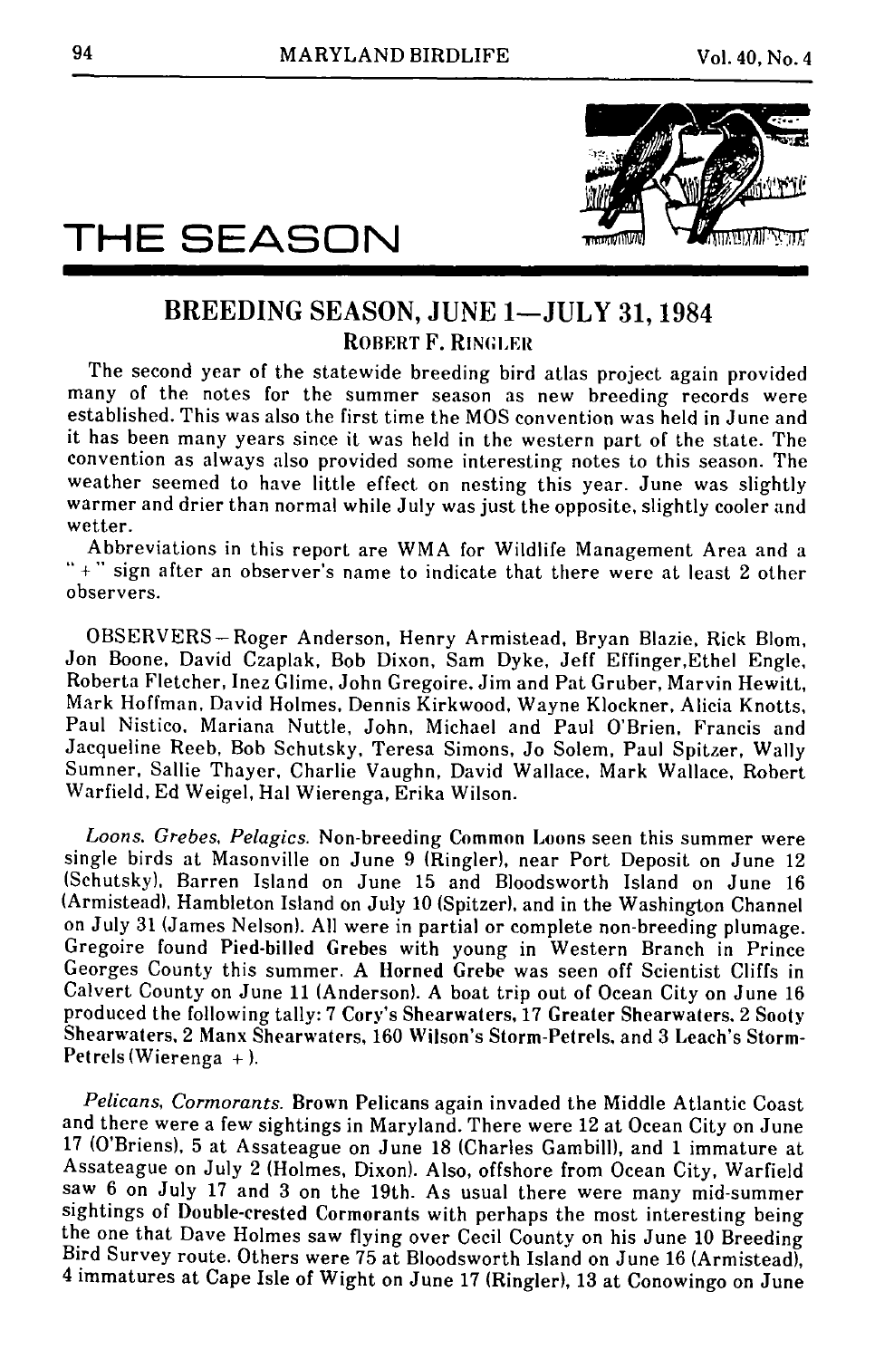# THE SEASON

## BREEDING SEASON, JUNE 1—JULY 31, 1984

ROBERT F. RINGLER

The second year of the statewide breeding bird atlas project again provided many of the notes for the summer season as new breeding records were established. This was also the first time the MOS convention was held in June and it has been many years since it was held in the western part of the state. The convention as always also provided some interesting notes to this season. The weather seemed to have little effect on nesting this year. June was slightly warmer and drier than normal while July was just the opposite, slightly cooler and wetter.

Abbreviations in this report are WMA for Wildlife Management Area and a " + " sign after an observer's name to indicate that there were at least 2 other observers.

OBSERVERS—Roger Anderson, Henry Armistead, Bryan Blazie, Rick Blom, Jon Boone, David Czaplak, Bob Dixon, Sam Dyke, Jeff Effinger, Ethel Engle, Roberta Fletcher, Inez Glime, John Gregoire, Jim and Pat Gruber, Marvin Hewitt, Mark Hoffman, David Holmes, Dennis Kirkwood, Wayne Klockner, Alicia Knotts, Paul Nistico, Mariana Nuttle, John, Michael and Paul O'Brien, Francis and Jacqueline Reeb, Bob Schutsky, Teresa Simons, Jo Solem, Paul Spitzer, Wally Sumner, Sallie Thayer, Charlie Vaughn, David Wallace, Mark Wallace, Robert Warfield, Ed Weigel, Hal Wierenga, Erika Wilson.

*Loons, Grebes, Pelagics.* Non-breeding Common Loons seen this summer were single birds at Masonville on June 9 (Ringler), near Port Deposit on June 12 (Schutsky), Barren Island on June 15 and Bloodsworth Island on June 16 (Armistead), Hambleton Island on July 10 (Spitzer), and in the Washington Channel on July 31 (James Nelson). All were in partial or complete non-breeding plumage. Gregoire found Pied-billed Grebes with young in Western Branch in Prince Georges County this summer. A Horned Grebe was seen off Scientist Cliffs in Calvert County on June 11 (Anderson). A boat trip out of Ocean City on June 16 produced the following tally: 7 Cory's Shearwaters, 17 Greater Shearwaters, 2 Sooty Shearwaters, 2 Manx Shearwaters, 160 Wilson's Storm-Petrels, and 3 Leach's Storm-Petrels (Wierenga +).

*Pelicans, Cormorants.* Brown Pelicans again invaded the Middle Atlantic Coast and there were a few sightings in Maryland. There were 12 at Ocean City on June 17 (O'Briens), 5 at Assateague on June 18 (Charles Gambill), and 1 immature at Assateague on July 2 (Holmes, Dixon). Also, offshore from Ocean City, Warfield saw 6 on July 17 and 3 on the 19th. As usual there were many mid-summer sightings of Double-crested Cormorants with perhaps the most interesting being the one that Dave Holmes saw flying over Cecil County on his June 10 Breeding Bird Survey route. Others were 75 at Bloodsworth Island on June 16 (Armistead), 4 immatures at Cape Isle of Wight on June 17 (Ringler), 13 at Conowingo on June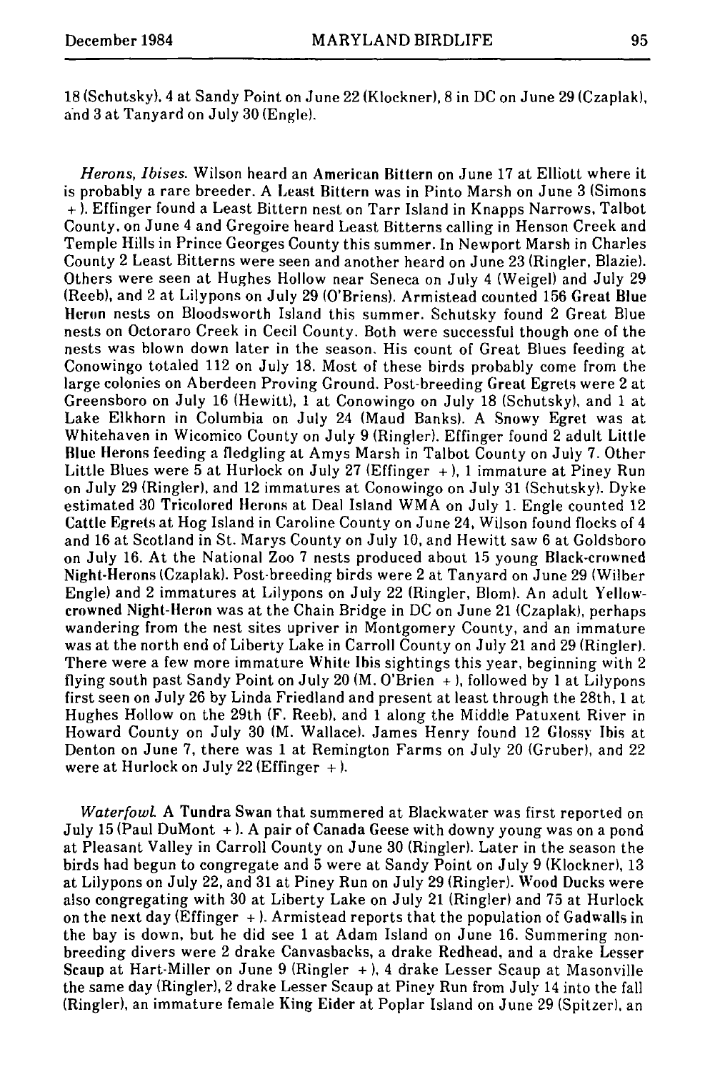18 (Schutsky), 4 at Sandy Point on June 22 (Klockner), 8 in DC on June 29 (Czaplak), and 3 at Tanyard on July 30 (Engle).

*Herons, Ibises.* Wilson heard an **American Bittern** on June 17 at Elliott where it is probably a rare breeder. A **Least Bittern** was in Pinto Marsh on June 3 (Simons + ). Effinger found a Least Bittern nest on Tarr Island in Knapps Narrows, Talbot County, on June 4 and Gregoire heard Least Bitterns calling in Henson Creek and Temple Hills in Prince Georges County this summer. In Newport Marsh in Charles County 2 Least Bitterns were seen and another heard on June 23 (Ringler, Blazie). Others were seen at Hughes Hollow near Seneca on July 4 (Weigel) and July 29 (Reeb), and 2 at Lilypons on July 29 (O'Briens). Armistead counted 156 **Great Blue Heron** nests on Bloodsworth Island this summer. Schutsky found 2 Great Blue nests on Octoraro Creek in Cecil County. Both were successful though one of the nests was blown down later in the season. His count of Great Blues feeding at Conowingo totaled 112 on July 18. Most of these birds probably come from the large colonies on Aberdeen Proving Ground. Post-breeding **Great Egrets** were 2 at Greensboro on July 16 (Hewitt), 1 at Conowingo on July 18 (Schutsky), and 1 at Lake Elkhorn in Columbia on July 24 (Maud Banks). A **Snowy Egret** was at Whitehaven in Wicomico County on July 9 (Ringler). Effinger found 2 adult **Little Blue Herons** feeding a fledgling at Amys Marsh in Talbot County on July 7. Other Little Blues were 5 at Hurlock on July 27 (Effinger + ), 1 immature at Piney Run on July 29 (Ringler), and 12 immatures at Conowingo on July 31 (Schutsky). Dyke estimated 30 **Tricolored Herons** at Deal Island WMA on July 1. Engle counted 12 **Cattle Egrets** at Hog Island in Caroline County on June 24, Wilson found flocks of 4 and 16 at Scotland in St. Marys County on July 10, and Hewitt saw 6 at Goldsboro on July 16. At the National Zoo 7 nests produced about 15 young **Black-crowned Night-Herons** (Czaplak). Post-breeding birds were 2 at Tanyard on June 29 (Wilber Engle) and 2 immatures at Lilypons on July 22 (Ringler, Blom). An adult **Yellow-crowned Night-Heron** was at the Chain Bridge in DC on June 21 (Czaplak), perhaps wandering from the nest sites upriver in Montgomery County, and an immature was at the north end of Liberty Lake in Carroll County on July 21 and 29 (Ringler). There were a few more immature **White Ibis** sightings this year, beginning with 2 flying south past Sandy Point on July 20 (M. O'Brien + ), followed by 1 at Lilypons first seen on July 26 by Linda Friedland and present at least through the 28th, 1 at Hughes Hollow on the 29th (F. Reeb), and 1 along the Middle Patuxent River in Howard County on July 30 (M. Wallace). James Henry found 12 **Glossy Ibis** at Denton on June 7, there was 1 at Remington Farms on July 20 (Gruber), and 22 were at Hurlock on July 22 (Effinger + ).

*Waterfowl.* A **Tundra Swan** that summered at Blackwater was first reported on July 15 (Paul DuMont + ). A pair of **Canada Geese** with downy young was on a pond at Pleasant Valley in Carroll County on June 30 (Ringler). Later in the season the birds had begun to congregate and 5 were at Sandy Point on July 9 (Klockner), 13 at Lilypons on July 22, and 31 at Piney Run on July 29 (Ringler). **Wood Ducks** were also congregating with 30 at Liberty Lake on July 21 (Ringler) and 75 at Hurlock on the next day (Effinger + ). Armistead reports that the population of **Gadwalls** in the bay is down, but he did see 1 at Adam Island on June 16. Summering non-breeding divers were 2 drake **Canvasbacks**, a drake **Redhead**, and a drake **Lesser Scaup** at Hart-Miller on June 9 (Ringler + ), 4 drake Lesser Scaup at Masonville the same day (Ringler), 2 drake Lesser Scaup at Piney Run from July 14 into the fall (Ringler), an immature female **King Eider** at Poplar Island on June 29 (Spitzer), an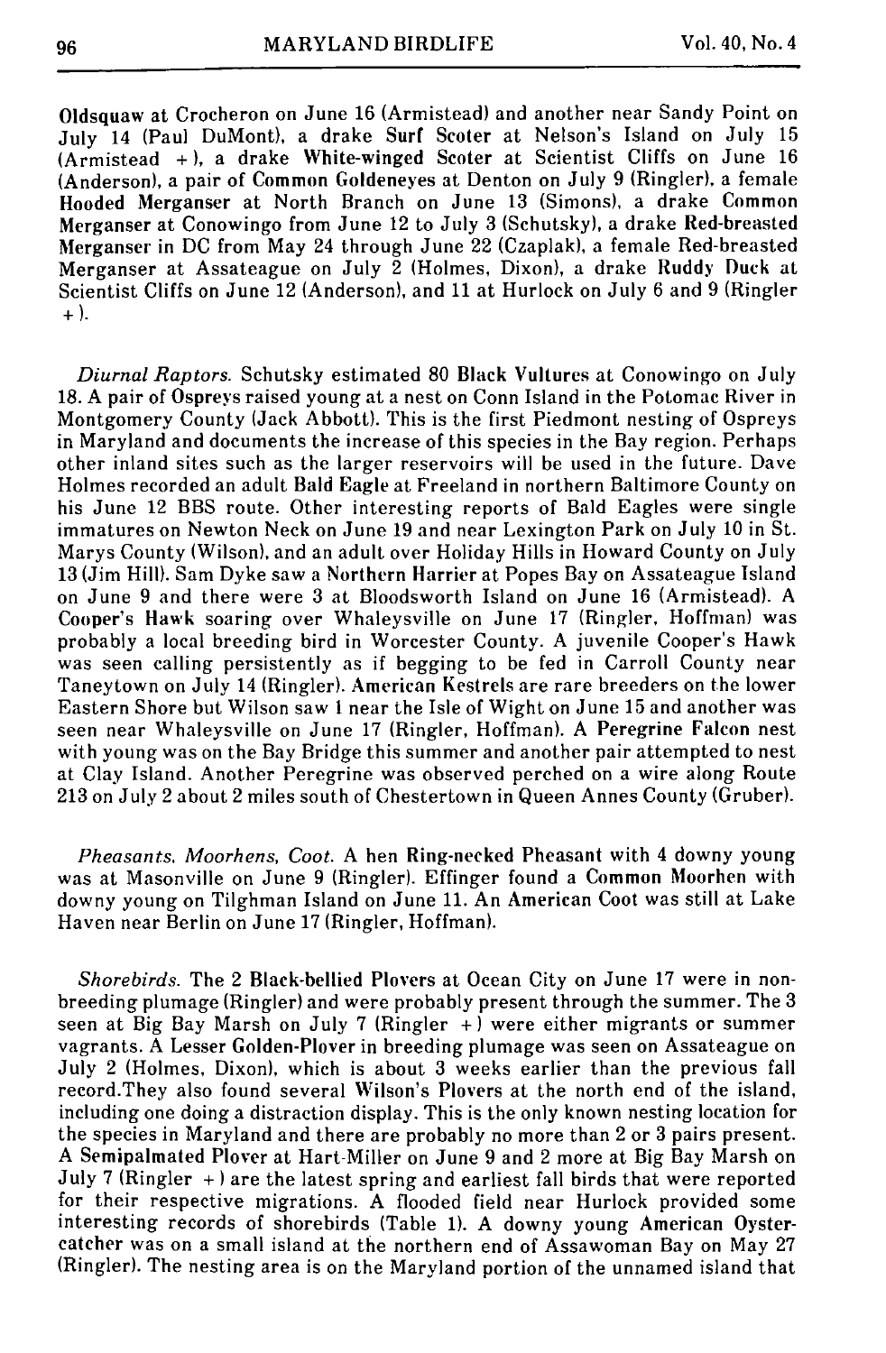Oldsquaw at Crocheron on June 16 (Armistead) and another near Sandy Point on July 14 (Paul DuMont), a drake **Surf Scoter** at Nelson's Island on July 15 (Armistead +), a drake **White-winged Scoter** at Scientist Cliffs on June 16 (Anderson), a pair of **Common Goldeneyes** at Denton on July 9 (Ringler), a female **Hooded Merganser** at North Branch on June 13 (Simons), a drake **Common Merganser** at Conowingo from June 12 to July 3 (Schutsky), a drake **Red-breasted Merganser** in DC from May 24 through June 22 (Czaplak), a female Red-breasted Merganser at Assateague on July 2 (Holmes, Dixon), a drake **Ruddy Duck** at Scientist Cliffs on June 12 (Anderson), and 11 at Hurlock on July 6 and 9 (Ringler +).

*Diurnal Raptors.* Schutsky estimated 80 **Black Vultures** at Conowingo on July 18. A pair of Ospreys raised young at a nest on Conn Island in the Potomac River in Montgomery County (Jack Abbott). This is the first Piedmont nesting of Ospreys in Maryland and documents the increase of this species in the Bay region. Perhaps other inland sites such as the larger reservoirs will be used in the future. Dave Holmes recorded an adult **Bald Eagle** at Freeland in northern Baltimore County on his June 12 BBS route. Other interesting reports of Bald Eagles were single immatures on Newton Neck on June 19 and near Lexington Park on July 10 in St. Marys County (Wilson), and an adult over Holiday Hills in Howard County on July 13 (Jim Hill). Sam Dyke saw a **Northern Harrier** at Popes Bay on Assateague Island on June 9 and there were 3 at Bloodsworth Island on June 16 (Armistead). A **Cooper's Hawk** soaring over Whaleysville on June 17 (Ringler, Hoffman) was probably a local breeding bird in Worcester County. A juvenile Cooper's Hawk was seen calling persistently as if begging to be fed in Carroll County near Taneytown on July 14 (Ringler). **American Kestrels** are rare breeders on the lower Eastern Shore but Wilson saw 1 near the Isle of Wight on June 15 and another was seen near Whaleysville on June 17 (Ringler, Hoffman). A **Peregrine Falcon** nest with young was on the Bay Bridge this summer and another pair attempted to nest at Clay Island. Another Peregrine was observed perched on a wire along Route 213 on July 2 about 2 miles south of Chestertown in Queen Annes County (Gruber).

*Pheasants, Moorhens, Coot.* A hen **Ring-necked Pheasant** with 4 downy young was at Masonville on June 9 (Ringler). Effinger found a **Common Moorhen** with downy young on Tilghman Island on June 11. An **American Coot** was still at Lake Haven near Berlin on June 17 (Ringler, Hoffman).

*Shorebirds.* The 2 **Black-bellied Plovers** at Ocean City on June 17 were in non-breeding plumage (Ringler) and were probably present through the summer. The 3 seen at Big Bay Marsh on July 7 (Ringler +) were either migrants or summer vagrants. A **Lesser Golden-Plover** in breeding plumage was seen on Assateague on July 2 (Holmes, Dixon), which is about 3 weeks earlier than the previous fall record.They also found several **Wilson's Plovers** at the north end of the island, including one doing a distraction display. This is the only known nesting location for the species in Maryland and there are probably no more than 2 or 3 pairs present. A **Semipalmated Plover** at Hart-Miller on June 9 and 2 more at Big Bay Marsh on July 7 (Ringler +) are the latest spring and earliest fall birds that were reported for their respective migrations. A flooded field near Hurlock provided some interesting records of shorebirds (Table 1). A downy young **American Oystercatcher** was on a small island at the northern end of Assawoman Bay on May 27 (Ringler). The nesting area is on the Maryland portion of the unnamed island that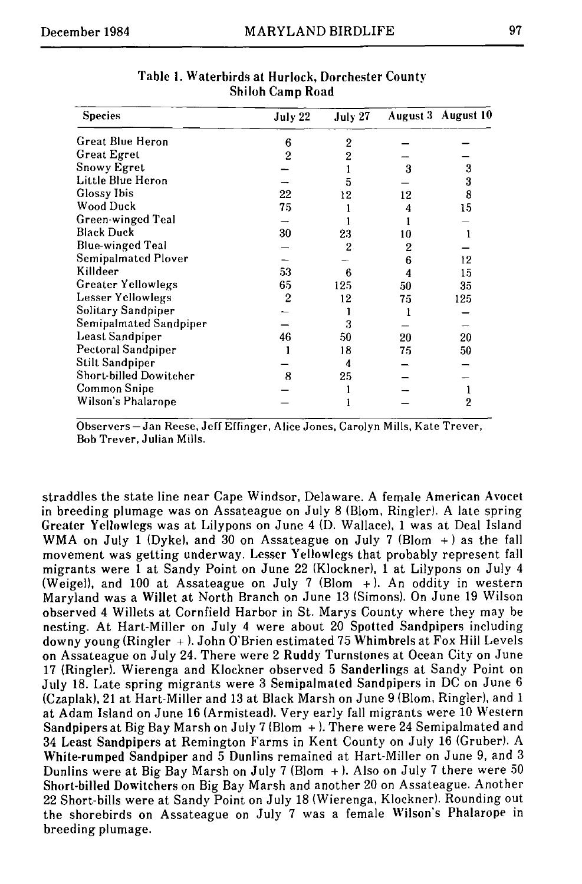**Table 1. Waterbirds at Hurlock, Dorchester County Shiloh Camp Road**

| Species | July 22 | July 27 | August 3 | August 10 |
|---|---|---|---|---|
| Great Blue Heron | 6 | 2 | – | – |
| Great Egret | 2 | 2 | – | – |
| Snowy Egret | – | 1 | 3 | 3 |
| Little Blue Heron | – | 5 | – | 3 |
| Glossy Ibis | 22 | 12 | 12 | 8 |
| Wood Duck | 75 | 1 | 4 | 15 |
| Green-winged Teal | – | 1 | 1 | – |
| Black Duck | 30 | 23 | 10 | 1 |
| Blue-winged Teal | – | 2 | 2 | – |
| Semipalmated Plover | – | – | 6 | 12 |
| Killdeer | 53 | 6 | 4 | 15 |
| Greater Yellowlegs | 65 | 125 | 50 | 35 |
| Lesser Yellowlegs | 2 | 12 | 75 | 125 |
| Solitary Sandpiper | – | 1 | 1 | – |
| Semipalmated Sandpiper | – | 3 | – | – |
| Least Sandpiper | 46 | 50 | 20 | 20 |
| Pectoral Sandpiper | 1 | 18 | 75 | 50 |
| Stilt Sandpiper | – | 4 | – | – |
| Short-billed Dowitcher | 8 | 25 | – | – |
| Common Snipe | – | 1 | – | 1 |
| Wilson's Phalarope | – | 1 | – | 2 |

Observers – Jan Reese, Jeff Effinger, Alice Jones, Carolyn Mills, Kate Trever, Bob Trever, Julian Mills.

straddles the state line near Cape Windsor, Delaware. A female **American Avocet** in breeding plumage was on Assateague on July 8 (Blom, Ringler). A late spring **Greater Yellowlegs** was at Lilypons on June 4 (D. Wallace), 1 was at Deal Island WMA on July 1 (Dyke), and 30 on Assateague on July 7 (Blom +) as the fall movement was getting underway. **Lesser Yellowlegs** that probably represent fall migrants were 1 at Sandy Point on June 22 (Klockner), 1 at Lilypons on July 4 (Weigel), and 100 at Assateague on July 7 (Blom +). An oddity in western Maryland was a **Willet** at North Branch on June 13 (Simons). On June 19 Wilson observed 4 Willets at Cornfield Harbor in St. Marys County where they may be nesting. At Hart-Miller on July 4 were about 20 **Spotted Sandpipers** including downy young (Ringler +). John O'Brien estimated 75 **Whimbrels** at Fox Hill Levels on Assateague on July 24. There were 2 **Ruddy Turnstones** at Ocean City on June 17 (Ringler). Wierenga and Klockner observed 5 **Sanderlings** at Sandy Point on July 18. Late spring migrants were 3 **Semipalmated Sandpipers** in DC on June 6 (Czaplak), 21 at Hart-Miller and 13 at Black Marsh on June 9 (Blom, Ringler), and 1 at Adam Island on June 16 (Armistead). Very early fall migrants were 10 **Western Sandpipers** at Big Bay Marsh on July 7 (Blom +). There were 24 Semipalmated and 34 **Least Sandpipers** at Remington Farms in Kent County on July 16 (Gruber). A **White-rumped Sandpiper** and 5 **Dunlins** remained at Hart-Miller on June 9, and 3 Dunlins were at Big Bay Marsh on July 7 (Blom +). Also on July 7 there were 50 **Short-billed Dowitchers** on Big Bay Marsh and another 20 on Assateague. Another 22 Short-bills were at Sandy Point on July 18 (Wierenga, Klockner). Rounding out the shorebirds on Assateague on July 7 was a female **Wilson's Phalarope** in breeding plumage.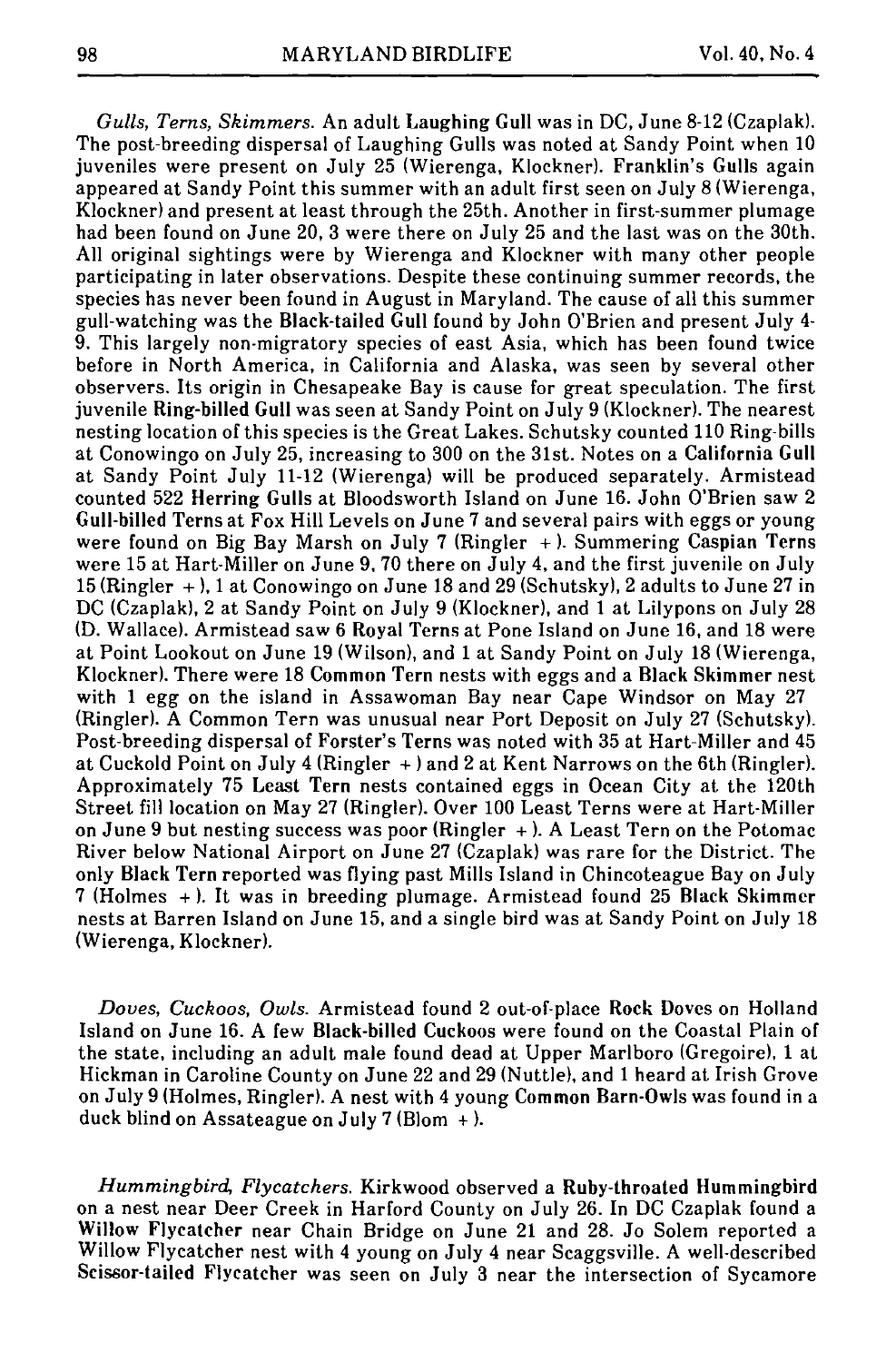*Gulls, Terns, Skimmers.* An adult **Laughing Gull** was in DC, June 8-12 (Czaplak). The post-breeding dispersal of Laughing Gulls was noted at Sandy Point when 10 juveniles were present on July 25 (Wierenga, Klockner). **Franklin's Gulls** again appeared at Sandy Point this summer with an adult first seen on July 8 (Wierenga, Klockner) and present at least through the 25th. Another in first-summer plumage had been found on June 20, 3 were there on July 25 and the last was on the 30th. All original sightings were by Wierenga and Klockner with many other people participating in later observations. Despite these continuing summer records, the species has never been found in August in Maryland. The cause of all this summer gull-watching was the **Black-tailed Gull** found by John O'Brien and present July 4-9. This largely non-migratory species of east Asia, which has been found twice before in North America, in California and Alaska, was seen by several other observers. Its origin in Chesapeake Bay is cause for great speculation. The first juvenile **Ring-billed Gull** was seen at Sandy Point on July 9 (Klockner). The nearest nesting location of this species is the Great Lakes. Schutsky counted 110 Ring-bills at Conowingo on July 25, increasing to 300 on the 31st. Notes on a **California Gull** at Sandy Point July 11-12 (Wierenga) will be produced separately. Armistead counted 522 **Herring Gulls** at Bloodsworth Island on June 16. John O'Brien saw 2 **Gull-billed Terns** at Fox Hill Levels on June 7 and several pairs with eggs or young were found on Big Bay Marsh on July 7 (Ringler +). Summering **Caspian Terns** were 15 at Hart-Miller on June 9, 70 there on July 4, and the first juvenile on July 15 (Ringler +), 1 at Conowingo on June 18 and 29 (Schutsky), 2 adults to June 27 in DC (Czaplak), 2 at Sandy Point on July 9 (Klockner), and 1 at Lilypons on July 28 (D. Wallace). Armistead saw 6 **Royal Terns** at Pone Island on June 16, and 18 were at Point Lookout on June 19 (Wilson), and 1 at Sandy Point on July 18 (Wierenga, Klockner). There were 18 **Common Tern** nests with eggs and a **Black Skimmer** nest with 1 egg on the island in Assawoman Bay near Cape Windsor on May 27 (Ringler). A Common Tern was unusual near Port Deposit on July 27 (Schutsky). Post-breeding dispersal of **Forster's Terns** was noted with 35 at Hart-Miller and 45 at Cuckold Point on July 4 (Ringler +) and 2 at Kent Narrows on the 6th (Ringler). Approximately 75 **Least Tern** nests contained eggs in Ocean City at the 120th Street fill location on May 27 (Ringler). Over 100 Least Terns were at Hart-Miller on June 9 but nesting success was poor (Ringler +). A Least Tern on the Potomac River below National Airport on June 27 (Czaplak) was rare for the District. The only **Black Tern** reported was flying past Mills Island in Chincoteague Bay on July 7 (Holmes +). It was in breeding plumage. Armistead found 25 **Black Skimmer** nests at Barren Island on June 15, and a single bird was at Sandy Point on July 18 (Wierenga, Klockner).

*Doves, Cuckoos, Owls.* Armistead found 2 out-of-place **Rock Doves** on Holland Island on June 16. A few **Black-billed Cuckoos** were found on the Coastal Plain of the state, including an adult male found dead at Upper Marlboro (Gregoire), 1 at Hickman in Caroline County on June 22 and 29 (Nuttle), and 1 heard at Irish Grove on July 9 (Holmes, Ringler). A nest with 4 young **Common Barn-Owls** was found in a duck blind on Assateague on July 7 (Blom +).

*Hummingbird, Flycatchers.* Kirkwood observed a **Ruby-throated Hummingbird** on a nest near Deer Creek in Harford County on July 26. In DC Czaplak found a **Willow Flycatcher** near Chain Bridge on June 21 and 28. Jo Solem reported a Willow Flycatcher nest with 4 young on July 4 near Scaggsville. A well-described **Scissor-tailed Flycatcher** was seen on July 3 near the intersection of Sycamore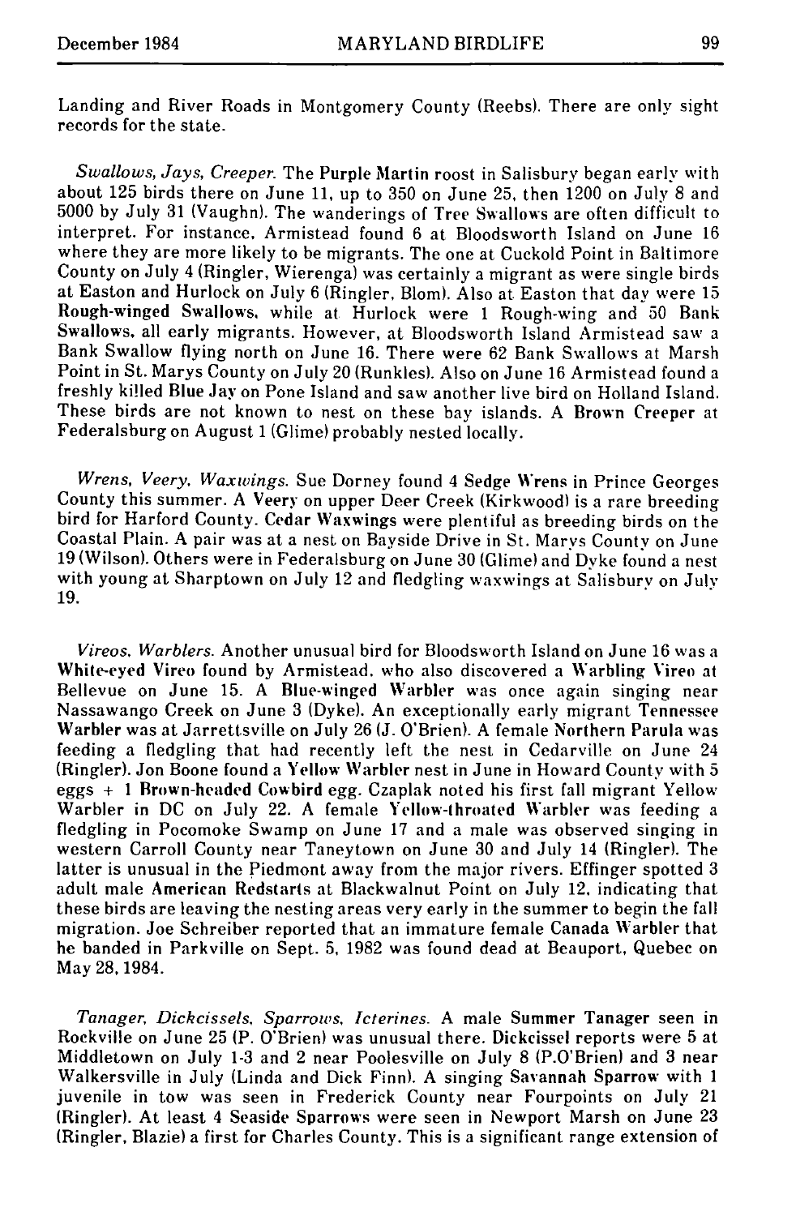Landing and River Roads in Montgomery County (Reebs). There are only sight records for the state.

*Swallows, Jays, Creeper.* The **Purple Martin** roost in Salisbury began early with about 125 birds there on June 11, up to 350 on June 25, then 1200 on July 8 and 5000 by July 31 (Vaughn). The wanderings of **Tree Swallows** are often difficult to interpret. For instance, Armistead found 6 at Bloodsworth Island on June 16 where they are more likely to be migrants. The one at Cuckold Point in Baltimore County on July 4 (Ringler, Wierenga) was certainly a migrant as were single birds at Easton and Hurlock on July 6 (Ringler, Blom). Also at Easton that day were 15 **Rough-winged Swallows**, while at Hurlock were 1 Rough-wing and 50 **Bank Swallows**, all early migrants. However, at Bloodsworth Island Armistead saw a Bank Swallow flying north on June 16. There were 62 Bank Swallows at Marsh Point in St. Marys County on July 20 (Runkles). Also on June 16 Armistead found a freshly killed **Blue Jay** on Pone Island and saw another live bird on Holland Island. These birds are not known to nest on these bay islands. A **Brown Creeper** at Federalsburg on August 1 (Glime) probably nested locally.

*Wrens, Veery, Waxwings.* Sue Dorney found 4 **Sedge Wrens** in Prince Georges County this summer. A **Veery** on upper Deer Creek (Kirkwood) is a rare breeding bird for Harford County. **Cedar Waxwings** were plentiful as breeding birds on the Coastal Plain. A pair was at a nest on Bayside Drive in St. Marys County on June 19 (Wilson). Others were in Federalsburg on June 30 (Glime) and Dyke found a nest with young at Sharptown on July 12 and fledgling waxwings at Salisbury on July 19.

*Vireos, Warblers.* Another unusual bird for Bloodsworth Island on June 16 was a **White-eyed Vireo** found by Armistead, who also discovered a **Warbling Vireo** at Bellevue on June 15. A **Blue-winged Warbler** was once again singing near Nassawango Creek on June 3 (Dyke). An exceptionally early migrant **Tennessee Warbler** was at Jarrettsville on July 26 (J. O'Brien). A female **Northern Parula** was feeding a fledgling that had recently left the nest in Cedarville on June 24 (Ringler). Jon Boone found a **Yellow Warbler** nest in June in Howard County with 5 eggs + 1 **Brown-headed Cowbird** egg. Czaplak noted his first fall migrant Yellow Warbler in DC on July 22. A female **Yellow-throated Warbler** was feeding a fledgling in Pocomoke Swamp on June 17 and a male was observed singing in western Carroll County near Taneytown on June 30 and July 14 (Ringler). The latter is unusual in the Piedmont away from the major rivers. Effinger spotted 3 adult male **American Redstarts** at Blackwalnut Point on July 12, indicating that these birds are leaving the nesting areas very early in the summer to begin the fall migration. Joe Schreiber reported that an immature female **Canada Warbler** that he banded in Parkville on Sept. 5, 1982 was found dead at Beauport, Quebec on May 28, 1984.

*Tanager, Dickcissels, Sparrows, Icterines.* A male **Summer Tanager** seen in Rockville on June 25 (P. O'Brien) was unusual there. **Dickcissel** reports were 5 at Middletown on July 1-3 and 2 near Poolesville on July 8 (P.O'Brien) and 3 near Walkersville in July (Linda and Dick Finn). A singing **Savannah Sparrow** with 1 juvenile in tow was seen in Frederick County near Fourpoints on July 21 (Ringler). At least 4 **Seaside Sparrows** were seen in Newport Marsh on June 23 (Ringler, Blazie) a first for Charles County. This is a significant range extension of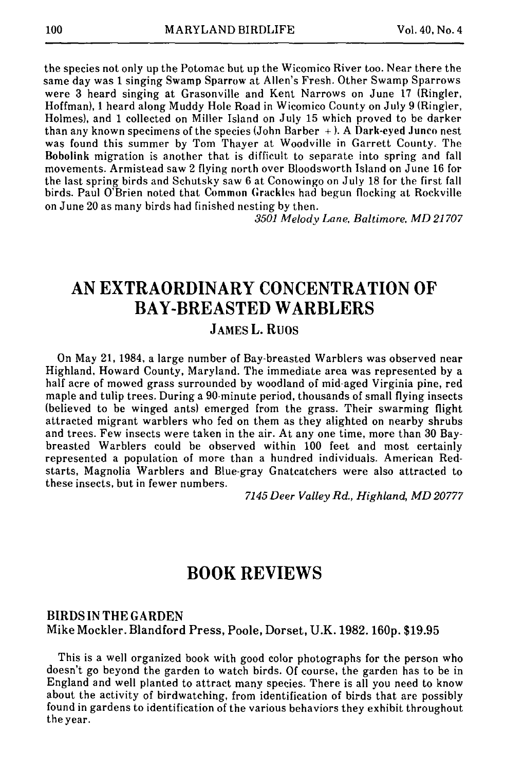the species not only up the Potomac but up the Wicomico River too. Near there the same day was 1 singing Swamp Sparrow at Allen's Fresh. Other Swamp Sparrows were 3 heard singing at Grasonville and Kent Narrows on June 17 (Ringler, Hoffman), 1 heard along Muddy Hole Road in Wicomico County on July 9 (Ringler, Holmes), and 1 collected on Miller Island on July 15 which proved to be darker than any known specimens of the species (John Barber + ). A Dark-eyed Junco nest was found this summer by Tom Thayer at Woodville in Garrett County. The Bobolink migration is another that is difficult to separate into spring and fall movements. Armistead saw 2 flying north over Bloodsworth Island on June 16 for the last spring birds and Schutsky saw 6 at Conowingo on July 18 for the first fall birds. Paul O'Brien noted that Common Grackles had begun flocking at Rockville on June 20 as many birds had finished nesting by then.

*3501 Melody Lane, Baltimore, MD 21707*

# AN EXTRAORDINARY CONCENTRATION OF BAY-BREASTED WARBLERS

JAMES L. RUOS

On May 21, 1984, a large number of Bay-breasted Warblers was observed near Highland, Howard County, Maryland. The immediate area was represented by a half acre of mowed grass surrounded by woodland of mid-aged Virginia pine, red maple and tulip trees. During a 90-minute period, thousands of small flying insects (believed to be winged ants) emerged from the grass. Their swarming flight attracted migrant warblers who fed on them as they alighted on nearby shrubs and trees. Few insects were taken in the air. At any one time, more than 30 Bay-breasted Warblers could be observed within 100 feet and most certainly represented a population of more than a hundred individuals. American Redstarts, Magnolia Warblers and Blue-gray Gnatcatchers were also attracted to these insects, but in fewer numbers.

*7145 Deer Valley Rd., Highland, MD 20777*

# BOOK REVIEWS

BIRDS IN THE GARDEN
Mike Mockler. Blandford Press, Poole, Dorset, U.K. 1982. 160p. $19.95

This is a well organized book with good color photographs for the person who doesn't go beyond the garden to watch birds. Of course, the garden has to be in England and well planted to attract many species. There is all you need to know about the activity of birdwatching, from identification of birds that are possibly found in gardens to identification of the various behaviors they exhibit throughout the year.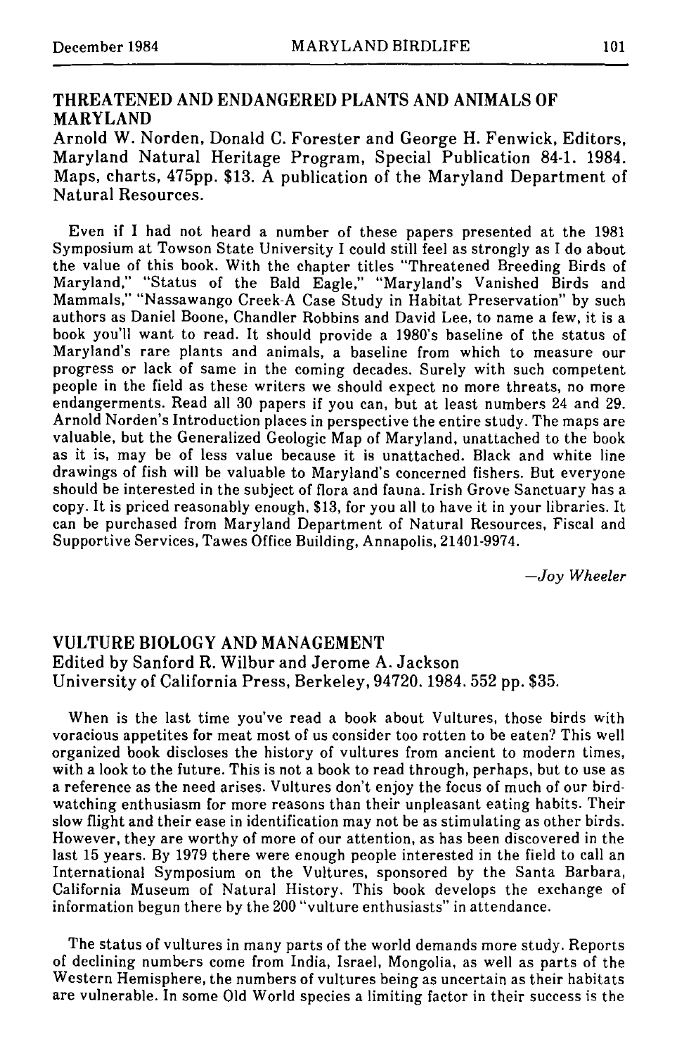## THREATENED AND ENDANGERED PLANTS AND ANIMALS OF MARYLAND

Arnold W. Norden, Donald C. Forester and George H. Fenwick, Editors, Maryland Natural Heritage Program, Special Publication 84-1. 1984. Maps, charts, 475pp. $13. A publication of the Maryland Department of Natural Resources.

Even if I had not heard a number of these papers presented at the 1981 Symposium at Towson State University I could still feel as strongly as I do about the value of this book. With the chapter titles "Threatened Breeding Birds of Maryland," "Status of the Bald Eagle," "Maryland's Vanished Birds and Mammals," "Nassawango Creek-A Case Study in Habitat Preservation" by such authors as Daniel Boone, Chandler Robbins and David Lee, to name a few, it is a book you'll want to read. It should provide a 1980's baseline of the status of Maryland's rare plants and animals, a baseline from which to measure our progress or lack of same in the coming decades. Surely with such competent people in the field as these writers we should expect no more threats, no more endangerments. Read all 30 papers if you can, but at least numbers 24 and 29. Arnold Norden's Introduction places in perspective the entire study. The maps are valuable, but the Generalized Geologic Map of Maryland, unattached to the book as it is, may be of less value because it is unattached. Black and white line drawings of fish will be valuable to Maryland's concerned fishers. But everyone should be interested in the subject of flora and fauna. Irish Grove Sanctuary has a copy. It is priced reasonably enough, $13, for you all to have it in your libraries. It can be purchased from Maryland Department of Natural Resources, Fiscal and Supportive Services, Tawes Office Building, Annapolis, 21401-9974.

—*Joy Wheeler*

## VULTURE BIOLOGY AND MANAGEMENT

Edited by Sanford R. Wilbur and Jerome A. Jackson
University of California Press, Berkeley, 94720. 1984. 552 pp. $35.

When is the last time you've read a book about Vultures, those birds with voracious appetites for meat most of us consider too rotten to be eaten? This well organized book discloses the history of vultures from ancient to modern times, with a look to the future. This is not a book to read through, perhaps, but to use as a reference as the need arises. Vultures don't enjoy the focus of much of our bird-watching enthusiasm for more reasons than their unpleasant eating habits. Their slow flight and their ease in identification may not be as stimulating as other birds. However, they are worthy of more of our attention, as has been discovered in the last 15 years. By 1979 there were enough people interested in the field to call an International Symposium on the Vultures, sponsored by the Santa Barbara, California Museum of Natural History. This book develops the exchange of information begun there by the 200 "vulture enthusiasts" in attendance.

The status of vultures in many parts of the world demands more study. Reports of declining numbers come from India, Israel, Mongolia, as well as parts of the Western Hemisphere, the numbers of vultures being as uncertain as their habitats are vulnerable. In some Old World species a limiting factor in their success is the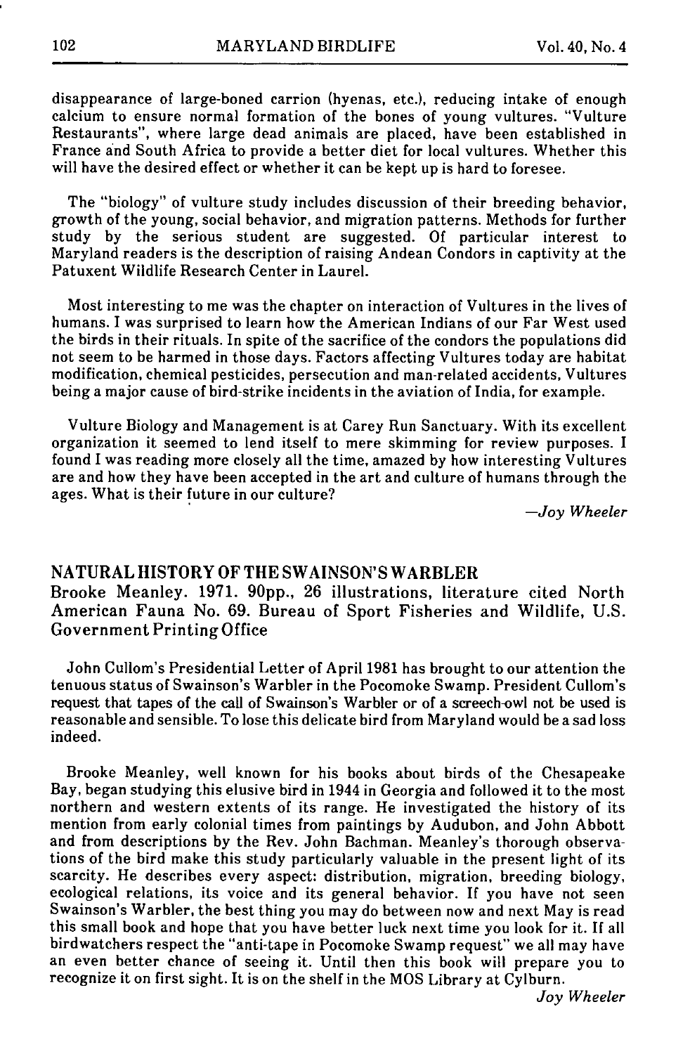disappearance of large-boned carrion (hyenas, etc.), reducing intake of enough calcium to ensure normal formation of the bones of young vultures. "Vulture Restaurants", where large dead animals are placed, have been established in France and South Africa to provide a better diet for local vultures. Whether this will have the desired effect or whether it can be kept up is hard to foresee.

The "biology" of vulture study includes discussion of their breeding behavior, growth of the young, social behavior, and migration patterns. Methods for further study by the serious student are suggested. Of particular interest to Maryland readers is the description of raising Andean Condors in captivity at the Patuxent Wildlife Research Center in Laurel.

Most interesting to me was the chapter on interaction of Vultures in the lives of humans. I was surprised to learn how the American Indians of our Far West used the birds in their rituals. In spite of the sacrifice of the condors the populations did not seem to be harmed in those days. Factors affecting Vultures today are habitat modification, chemical pesticides, persecution and man-related accidents, Vultures being a major cause of bird-strike incidents in the aviation of India, for example.

Vulture Biology and Management is at Carey Run Sanctuary. With its excellent organization it seemed to lend itself to mere skimming for review purposes. I found I was reading more closely all the time, amazed by how interesting Vultures are and how they have been accepted in the art and culture of humans through the ages. What is their future in our culture?

*—Joy Wheeler*

## NATURAL HISTORY OF THE SWAINSON'S WARBLER

Brooke Meanley. 1971. 90pp., 26 illustrations, literature cited North American Fauna No. 69. Bureau of Sport Fisheries and Wildlife, U.S. Government Printing Office

John Cullom's Presidential Letter of April 1981 has brought to our attention the tenuous status of Swainson's Warbler in the Pocomoke Swamp. President Cullom's request that tapes of the call of Swainson's Warbler or of a screech-owl not be used is reasonable and sensible. To lose this delicate bird from Maryland would be a sad loss indeed.

Brooke Meanley, well known for his books about birds of the Chesapeake Bay, began studying this elusive bird in 1944 in Georgia and followed it to the most northern and western extents of its range. He investigated the history of its mention from early colonial times from paintings by Audubon, and John Abbott and from descriptions by the Rev. John Bachman. Meanley's thorough observations of the bird make this study particularly valuable in the present light of its scarcity. He describes every aspect: distribution, migration, breeding biology, ecological relations, its voice and its general behavior. If you have not seen Swainson's Warbler, the best thing you may do between now and next May is read this small book and hope that you have better luck next time you look for it. If all birdwatchers respect the "anti-tape in Pocomoke Swamp request" we all may have an even better chance of seeing it. Until then this book will prepare you to recognize it on first sight. It is on the shelf in the MOS Library at Cylburn.

*Joy Wheeler*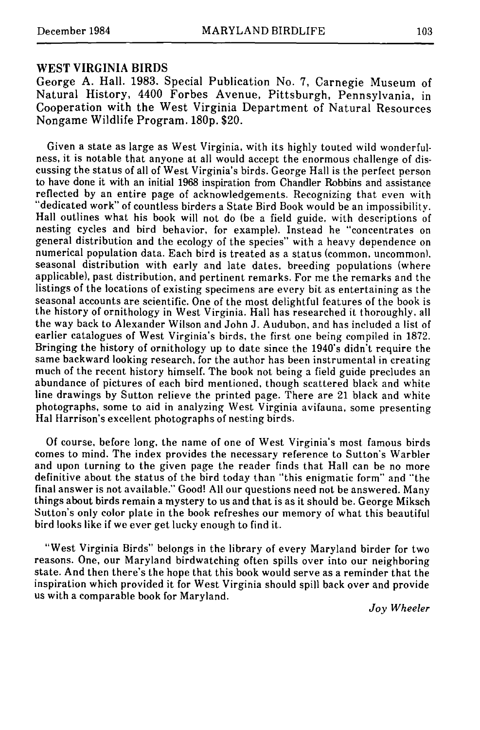## WEST VIRGINIA BIRDS

George A. Hall. 1983. Special Publication No. 7, Carnegie Museum of Natural History, 4400 Forbes Avenue, Pittsburgh, Pennsylvania, in Cooperation with the West Virginia Department of Natural Resources Nongame Wildlife Program. 180p. $20.

Given a state as large as West Virginia, with its highly touted wild wonderfulness, it is notable that anyone at all would accept the enormous challenge of discussing the status of all of West Virginia's birds. George Hall is the perfect person to have done it with an initial 1968 inspiration from Chandler Robbins and assistance reflected by an entire page of acknowledgements. Recognizing that even with "dedicated work" of countless birders a State Bird Book would be an impossibility. Hall outlines what his book will not do (be a field guide, with descriptions of nesting cycles and bird behavior, for example). Instead he "concentrates on general distribution and the ecology of the species" with a heavy dependence on numerical population data. Each bird is treated as a status (common, uncommon), seasonal distribution with early and late dates, breeding populations (where applicable), past distribution, and pertinent remarks. For me the remarks and the listings of the locations of existing specimens are every bit as entertaining as the seasonal accounts are scientific. One of the most delightful features of the book is the history of ornithology in West Virginia. Hall has researched it thoroughly, all the way back to Alexander Wilson and John J. Audubon, and has included a list of earlier catalogues of West Virginia's birds, the first one being compiled in 1872. Bringing the history of ornithology up to date since the 1940's didn't require the same backward looking research, for the author has been instrumental in creating much of the recent history himself. The book not being a field guide precludes an abundance of pictures of each bird mentioned, though scattered black and white line drawings by Sutton relieve the printed page. There are 21 black and white photographs, some to aid in analyzing West Virginia avifauna, some presenting Hal Harrison's excellent photographs of nesting birds.

Of course, before long, the name of one of West Virginia's most famous birds comes to mind. The index provides the necessary reference to Sutton's Warbler and upon turning to the given page the reader finds that Hall can be no more definitive about the status of the bird today than "this enigmatic form" and "the final answer is not available." Good! All our questions need not be answered. Many things about birds remain a mystery to us and that is as it should be. George Miksch Sutton's only color plate in the book refreshes our memory of what this beautiful bird looks like if we ever get lucky enough to find it.

"West Virginia Birds" belongs in the library of every Maryland birder for two reasons. One, our Maryland birdwatching often spills over into our neighboring state. And then there's the hope that this book would serve as a reminder that the inspiration which provided it for West Virginia should spill back over and provide us with a comparable book for Maryland.

*Joy Wheeler*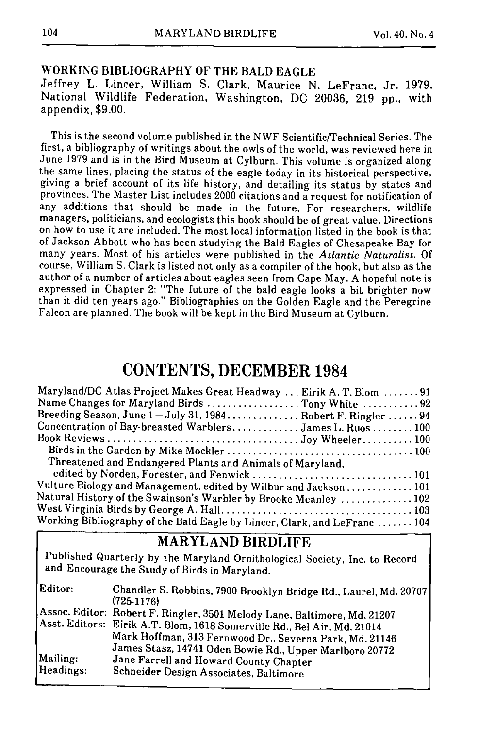WORKING BIBLIOGRAPHY OF THE BALD EAGLE

Jeffrey L. Lincer, William S. Clark, Maurice N. LeFranc, Jr. 1979. National Wildlife Federation, Washington, DC 20036, 219 pp., with appendix, $9.00.

This is the second volume published in the NWF Scientific/Technical Series. The first, a bibliography of writings about the owls of the world, was reviewed here in June 1979 and is in the Bird Museum at Cylburn. This volume is organized along the same lines, placing the status of the eagle today in its historical perspective, giving a brief account of its life history, and detailing its status by states and provinces. The Master List includes 2000 citations and a request for notification of any additions that should be made in the future. For researchers, wildlife managers, politicians, and ecologists this book should be of great value. Directions on how to use it are included. The most local information listed in the book is that of Jackson Abbott who has been studying the Bald Eagles of Chesapeake Bay for many years. Most of his articles were published in the *Atlantic Naturalist*. Of course, William S. Clark is listed not only as a compiler of the book, but also as the author of a number of articles about eagles seen from Cape May. A hopeful note is expressed in Chapter 2: "The future of the bald eagle looks a bit brighter now than it did ten years ago." Bibliographies on the Golden Eagle and the Peregrine Falcon are planned. The book will be kept in the Bird Museum at Cylburn.

# CONTENTS, DECEMBER 1984

Maryland/DC Atlas Project Makes Great Headway ... Eirik A. T. Blom ....... 91
Name Changes for Maryland Birds .................. Tony White ........... 92
Breeding Season, June 1—July 31, 1984.............. Robert F. Ringler ...... 94
Concentration of Bay-breasted Warblers............. James L. Ruos ........ 100
Book Reviews ..................................... Joy Wheeler.......... 100
Birds in the Garden by Mike Mockler ................................... 100
Threatened and Endangered Plants and Animals of Maryland, edited by Norden, Forester, and Fenwick ............................... 101
Vulture Biology and Management, edited by Wilbur and Jackson............. 101
Natural History of the Swainson's Warbler by Brooke Meanley .............. 102
West Virginia Birds by George A. Hall..................................... 103
Working Bibliography of the Bald Eagle by Lincer, Clark, and LeFranc ....... 104

## MARYLAND BIRDLIFE

Published Quarterly by the Maryland Ornithological Society, Inc. to Record and Encourage the Study of Birds in Maryland.

| | |
|---|---|
| Editor: | Chandler S. Robbins, 7900 Brooklyn Bridge Rd., Laurel, Md. 20707 (725-1176) |
| Assoc. Editor: | Robert F. Ringler, 3501 Melody Lane, Baltimore, Md. 21207 |
| Asst. Editors: | Eirik A.T. Blom, 1618 Somerville Rd., Bel Air, Md. 21014 |
| | Mark Hoffman, 313 Fernwood Dr., Severna Park, Md. 21146 |
| | James Stasz, 14741 Oden Bowie Rd., Upper Marlboro 20772 |
| Mailing: | Jane Farrell and Howard County Chapter |
| Headings: | Schneider Design Associates, Baltimore |